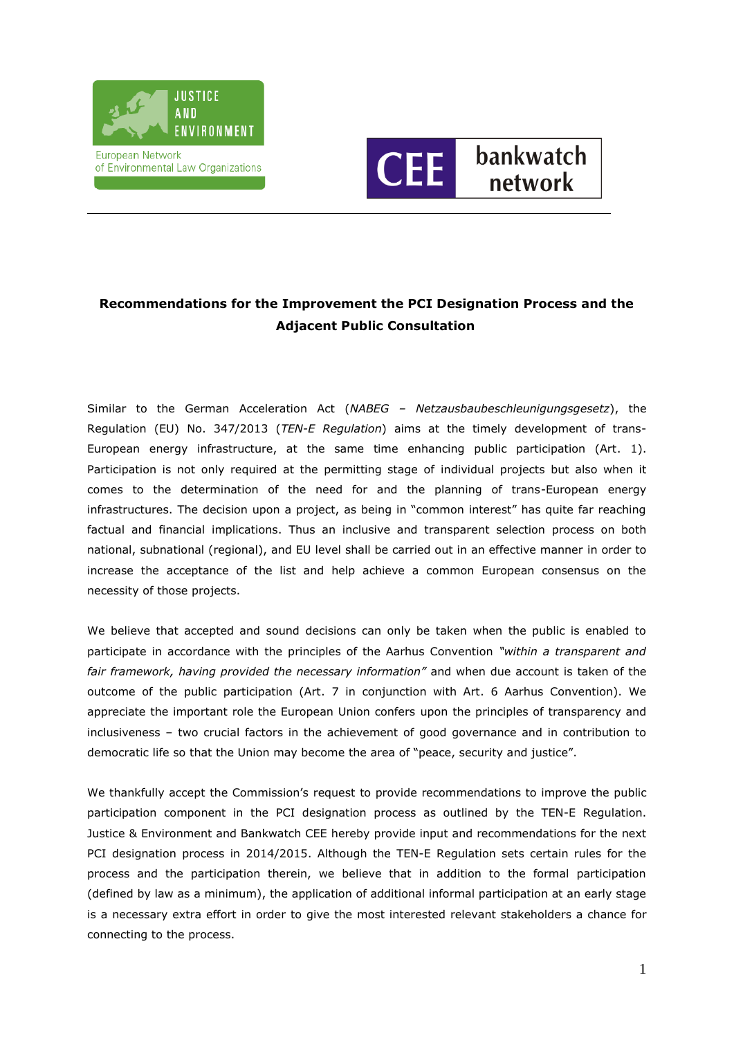**Recommendations for the Improvement the PCI Designation Process and the Adjacent Public Consultation**

Similar to the German Acceleration Act (*NABEG – Netzausbaubeschleunigungsgesetz*), the Regulation (EU) No. 347/2013 (*TEN-E Regulation*) aims at the timely development of trans-European energy infrastructure, at the same time enhancing public participation (Art. 1). Participation is not only required at the permitting stage of individual projects but also when it comes to the determination of the need for and the planning of trans-European energy infrastructures. The decision upon a project, as being in "common interest" has quite far reaching factual and financial implications. Thus an inclusive and transparent selection process on both national, subnational (regional), and EU level shall be carried out in an effective manner in order to increase the acceptance of the list and help achieve a common European consensus on the necessity of those projects.

We believe that accepted and sound decisions can only be taken when the public is enabled to participate in accordance with the principles of the Aarhus Convention *"within a transparent and fair framework, having provided the necessary information"* and when due account is taken of the outcome of the public participation (Art. 7 in conjunction with Art. 6 Aarhus Convention). We appreciate the important role the European Union confers upon the principles of transparency and inclusiveness – two crucial factors in the achievement of good governance and in contribution to democratic life so that the Union may become the area of "peace, security and justice".

We thankfully accept the Commission's request to provide recommendations to improve the public participation component in the PCI designation process as outlined by the TEN-E Regulation. Justice & Environment and Bankwatch CEE hereby provide input and recommendations for the next PCI designation process in 2014/2015. Although the TEN-E Regulation sets certain rules for the process and the participation therein, we believe that in addition to the formal participation (defined by law as a minimum), the application of additional informal participation at an early stage is a necessary extra effort in order to give the most interested relevant stakeholders a chance for connecting to the process.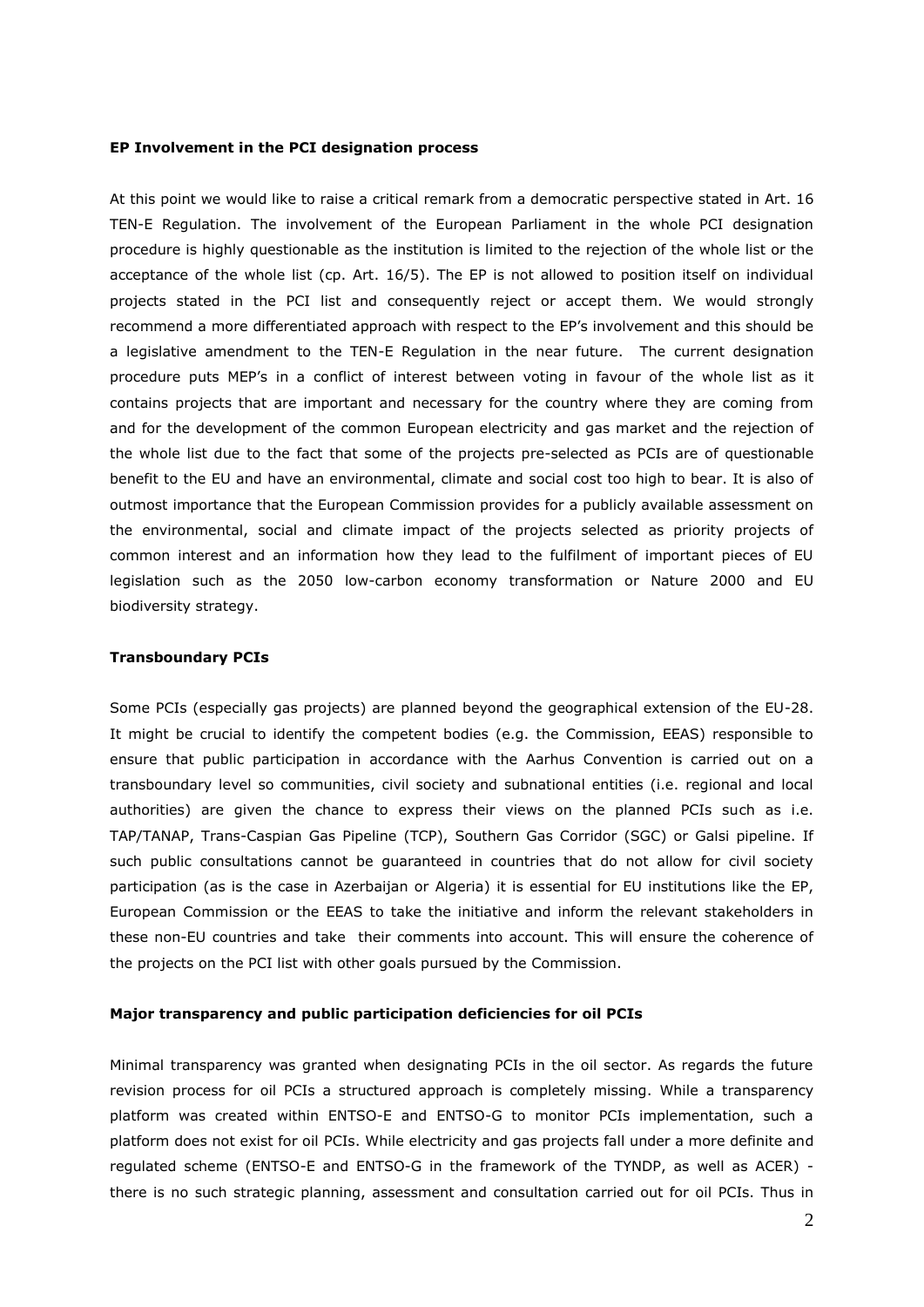**EP Involvement in the PCI designation process**

At this point we would like to raise a critical remark from a democratic perspective stated in Art. 16 TEN-E Regulation. The involvement of the European Parliament in the whole PCI designation procedure is highly questionable as the institution is limited to the rejection of the whole list or the acceptance of the whole list (cp. Art. 16/5). The EP is not allowed to position itself on individual projects stated in the PCI list and consequently reject or accept them. We would strongly recommend a more differentiated approach with respect to the EP's involvement and this should be a legislative amendment to the TEN-E Regulation in the near future. The current designation procedure puts MEP's in a conflict of interest between voting in favour of the whole list as it contains projects that are important and necessary for the country where they are coming from and for the development of the common European electricity and gas market and the rejection of the whole list due to the fact that some of the projects pre-selected as PCIs are of questionable benefit to the EU and have an environmental, climate and social cost too high to bear. It is also of outmost importance that the European Commission provides for a publicly available assessment on the environmental, social and climate impact of the projects selected as priority projects of common interest and an information how they lead to the fulfilment of important pieces of EU legislation such as the 2050 low-carbon economy transformation or Nature 2000 and EU biodiversity strategy.

**Transboundary PCIs**

Some PCIs (especially gas projects) are planned beyond the geographical extension of the EU-28. It might be crucial to identify the competent bodies (e.g. the Commission, EEAS) responsible to ensure that public participation in accordance with the Aarhus Convention is carried out on a transboundary level so communities, civil society and subnational entities (i.e. regional and local authorities) are given the chance to express their views on the planned PCIs such as i.e. TAP/TANAP, Trans-Caspian Gas Pipeline (TCP), Southern Gas Corridor (SGC) or Galsi pipeline. If such public consultations cannot be guaranteed in countries that do not allow for civil society participation (as is the case in Azerbaijan or Algeria) it is essential for EU institutions like the EP, European Commission or the EEAS to take the initiative and inform the relevant stakeholders in these non-EU countries and take their comments into account. This will ensure the coherence of the projects on the PCI list with other goals pursued by the Commission.

**Major transparency and public participation deficiencies for oil PCIs**

Minimal transparency was granted when designating PCIs in the oil sector. As regards the future revision process for oil PCIs a structured approach is completely missing. While a transparency platform was created within ENTSO-E and ENTSO-G to monitor PCIs implementation, such a platform does not exist for oil PCIs. While electricity and gas projects fall under a more definite and regulated scheme (ENTSO-E and ENTSO-G in the framework of the TYNDP, as well as ACER) - there is no such strategic planning, assessment and consultation carried out for oil PCIs. Thus in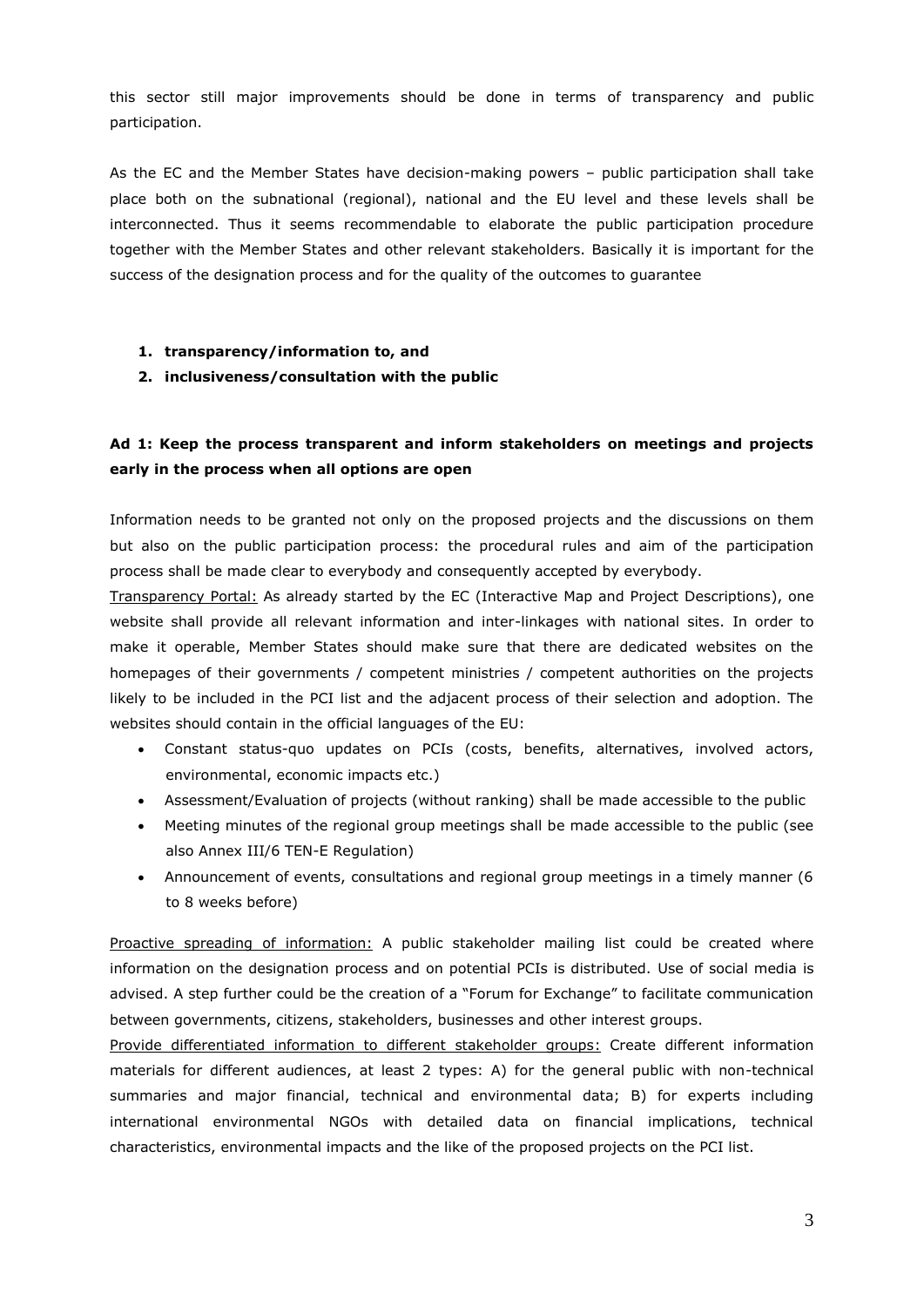this sector still major improvements should be done in terms of transparency and public participation.

As the EC and the Member States have decision-making powers – public participation shall take place both on the subnational (regional), national and the EU level and these levels shall be interconnected. Thus it seems recommendable to elaborate the public participation procedure together with the Member States and other relevant stakeholders. Basically it is important for the success of the designation process and for the quality of the outcomes to guarantee

1. **transparency/information to, and**
2. **inclusiveness/consultation with the public**

**Ad 1: Keep the process transparent and inform stakeholders on meetings and projects early in the process when all options are open**

Information needs to be granted not only on the proposed projects and the discussions on them but also on the public participation process: the procedural rules and aim of the participation process shall be made clear to everybody and consequently accepted by everybody.

<u>Transparency Portal:</u> As already started by the EC (Interactive Map and Project Descriptions), one website shall provide all relevant information and inter-linkages with national sites. In order to make it operable, Member States should make sure that there are dedicated websites on the homepages of their governments / competent ministries / competent authorities on the projects likely to be included in the PCI list and the adjacent process of their selection and adoption. The websites should contain in the official languages of the EU:

- Constant status-quo updates on PCIs (costs, benefits, alternatives, involved actors, environmental, economic impacts etc.)
- Assessment/Evaluation of projects (without ranking) shall be made accessible to the public
- Meeting minutes of the regional group meetings shall be made accessible to the public (see also Annex III/6 TEN-E Regulation)
- Announcement of events, consultations and regional group meetings in a timely manner (6 to 8 weeks before)

<u>Proactive spreading of information:</u> A public stakeholder mailing list could be created where information on the designation process and on potential PCIs is distributed. Use of social media is advised. A step further could be the creation of a "Forum for Exchange" to facilitate communication between governments, citizens, stakeholders, businesses and other interest groups.

<u>Provide differentiated information to different stakeholder groups:</u> Create different information materials for different audiences, at least 2 types: A) for the general public with non-technical summaries and major financial, technical and environmental data; B) for experts including international environmental NGOs with detailed data on financial implications, technical characteristics, environmental impacts and the like of the proposed projects on the PCI list.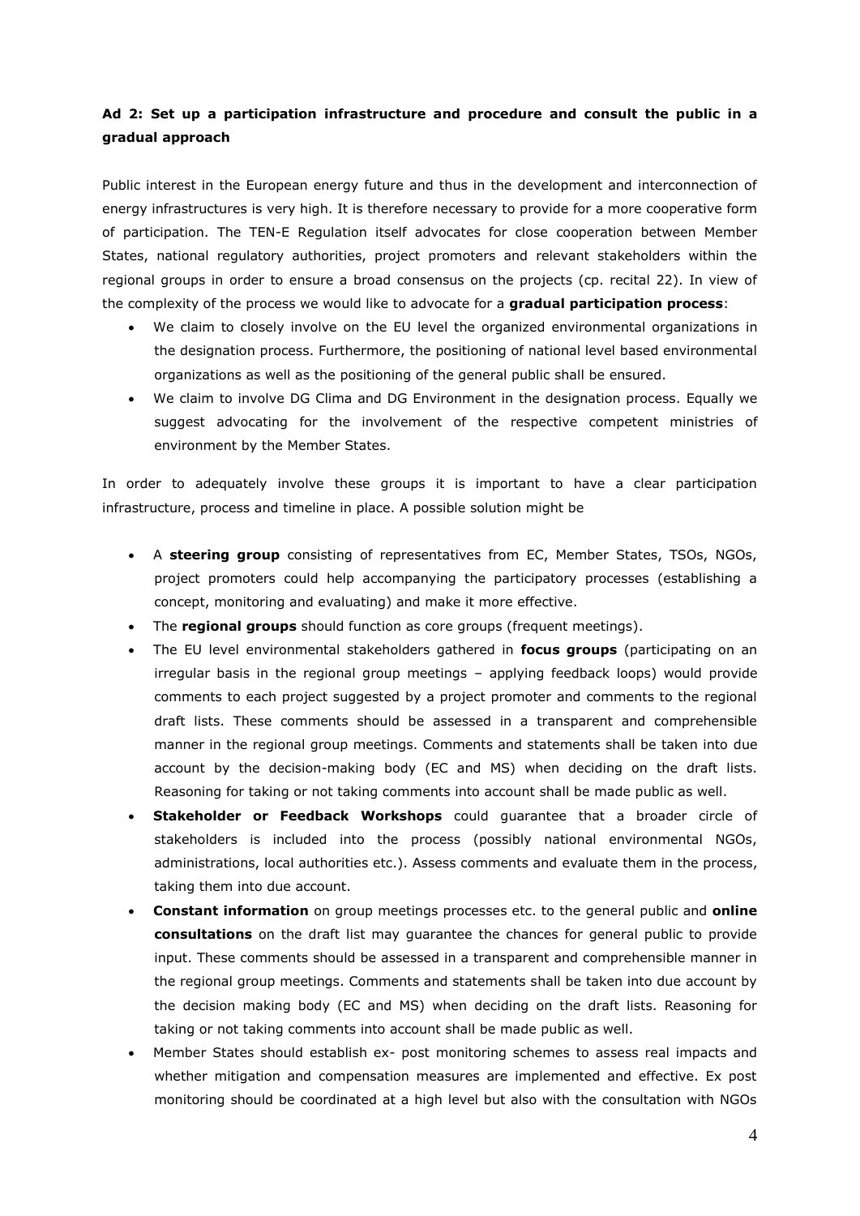**Ad 2: Set up a participation infrastructure and procedure and consult the public in a gradual approach**

Public interest in the European energy future and thus in the development and interconnection of energy infrastructures is very high. It is therefore necessary to provide for a more cooperative form of participation. The TEN-E Regulation itself advocates for close cooperation between Member States, national regulatory authorities, project promoters and relevant stakeholders within the regional groups in order to ensure a broad consensus on the projects (cp. recital 22). In view of the complexity of the process we would like to advocate for a **gradual participation process**:

- We claim to closely involve on the EU level the organized environmental organizations in the designation process. Furthermore, the positioning of national level based environmental organizations as well as the positioning of the general public shall be ensured.
- We claim to involve DG Clima and DG Environment in the designation process. Equally we suggest advocating for the involvement of the respective competent ministries of environment by the Member States.

In order to adequately involve these groups it is important to have a clear participation infrastructure, process and timeline in place. A possible solution might be

- A **steering group** consisting of representatives from EC, Member States, TSOs, NGOs, project promoters could help accompanying the participatory processes (establishing a concept, monitoring and evaluating) and make it more effective.
- The **regional groups** should function as core groups (frequent meetings).
- The EU level environmental stakeholders gathered in **focus groups** (participating on an irregular basis in the regional group meetings – applying feedback loops) would provide comments to each project suggested by a project promoter and comments to the regional draft lists. These comments should be assessed in a transparent and comprehensible manner in the regional group meetings. Comments and statements shall be taken into due account by the decision-making body (EC and MS) when deciding on the draft lists. Reasoning for taking or not taking comments into account shall be made public as well.
- **Stakeholder or Feedback Workshops** could guarantee that a broader circle of stakeholders is included into the process (possibly national environmental NGOs, administrations, local authorities etc.). Assess comments and evaluate them in the process, taking them into due account.
- **Constant information** on group meetings processes etc. to the general public and **online consultations** on the draft list may guarantee the chances for general public to provide input. These comments should be assessed in a transparent and comprehensible manner in the regional group meetings. Comments and statements shall be taken into due account by the decision making body (EC and MS) when deciding on the draft lists. Reasoning for taking or not taking comments into account shall be made public as well.
- Member States should establish ex- post monitoring schemes to assess real impacts and whether mitigation and compensation measures are implemented and effective. Ex post monitoring should be coordinated at a high level but also with the consultation with NGOs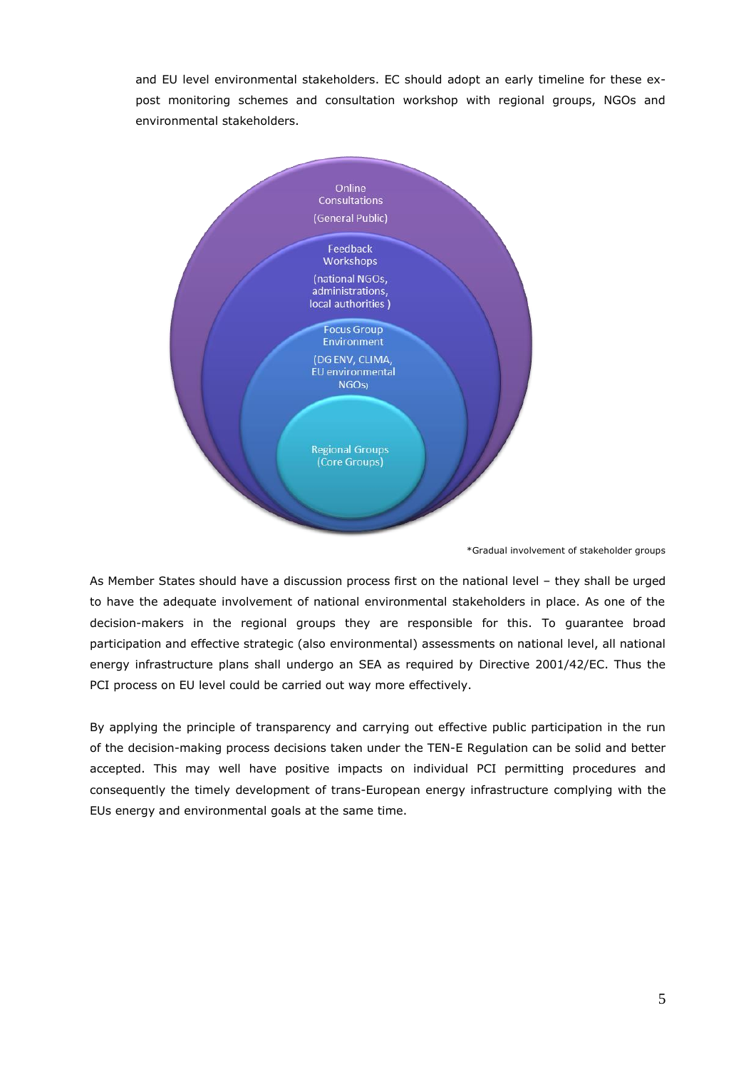and EU level environmental stakeholders. EC should adopt an early timeline for these ex-post monitoring schemes and consultation workshop with regional groups, NGOs and environmental stakeholders.

Online Consultations
(General Public)

Feedback Workshops
(national NGOs, administrations, local authorities )

Focus Group Environment
(DG ENV, CLIMA, EU environmental NGOs)

Regional Groups
(Core Groups)

*Gradual involvement of stakeholder groups

As Member States should have a discussion process first on the national level – they shall be urged to have the adequate involvement of national environmental stakeholders in place. As one of the decision-makers in the regional groups they are responsible for this. To guarantee broad participation and effective strategic (also environmental) assessments on national level, all national energy infrastructure plans shall undergo an SEA as required by Directive 2001/42/EC. Thus the PCI process on EU level could be carried out way more effectively.

By applying the principle of transparency and carrying out effective public participation in the run of the decision-making process decisions taken under the TEN-E Regulation can be solid and better accepted. This may well have positive impacts on individual PCI permitting procedures and consequently the timely development of trans-European energy infrastructure complying with the EUs energy and environmental goals at the same time.